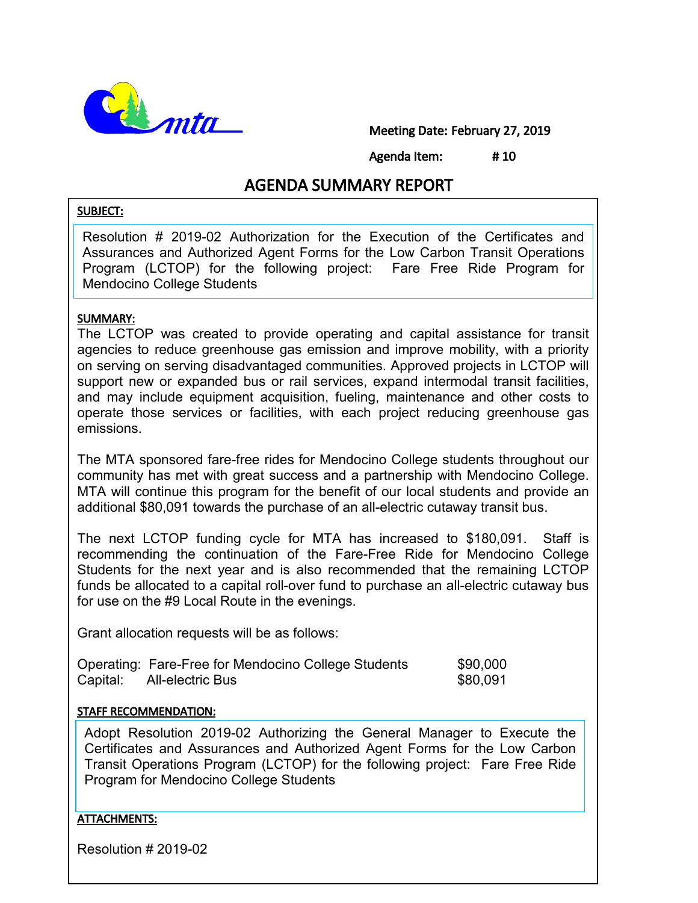mta

**Meeting Date: February 27, 2019**

**Agenda Item: # 10**

# AGENDA SUMMARY REPORT

**SUBJECT:**

Resolution # 2019-02 Authorization for the Execution of the Certificates and Assurances and Authorized Agent Forms for the Low Carbon Transit Operations Program (LCTOP) for the following project: Fare Free Ride Program for Mendocino College Students

**SUMMARY:**

The LCTOP was created to provide operating and capital assistance for transit agencies to reduce greenhouse gas emission and improve mobility, with a priority on serving on serving disadvantaged communities. Approved projects in LCTOP will support new or expanded bus or rail services, expand intermodal transit facilities, and may include equipment acquisition, fueling, maintenance and other costs to operate those services or facilities, with each project reducing greenhouse gas emissions.

The MTA sponsored fare-free rides for Mendocino College students throughout our community has met with great success and a partnership with Mendocino College. MTA will continue this program for the benefit of our local students and provide an additional $80,091 towards the purchase of an all-electric cutaway transit bus.

The next LCTOP funding cycle for MTA has increased to $180,091. Staff is recommending the continuation of the Fare-Free Ride for Mendocino College Students for the next year and is also recommended that the remaining LCTOP funds be allocated to a capital roll-over fund to purchase an all-electric cutaway bus for use on the #9 Local Route in the evenings.

Grant allocation requests will be as follows:

| | | |
|---|---|---|
| Operating: | Fare-Free for Mendocino College Students | $90,000 |
| Capital: | All-electric Bus | $80,091 |

**STAFF RECOMMENDATION:**

Adopt Resolution 2019-02 Authorizing the General Manager to Execute the Certificates and Assurances and Authorized Agent Forms for the Low Carbon Transit Operations Program (LCTOP) for the following project: Fare Free Ride Program for Mendocino College Students

**ATTACHMENTS:**

Resolution # 2019-02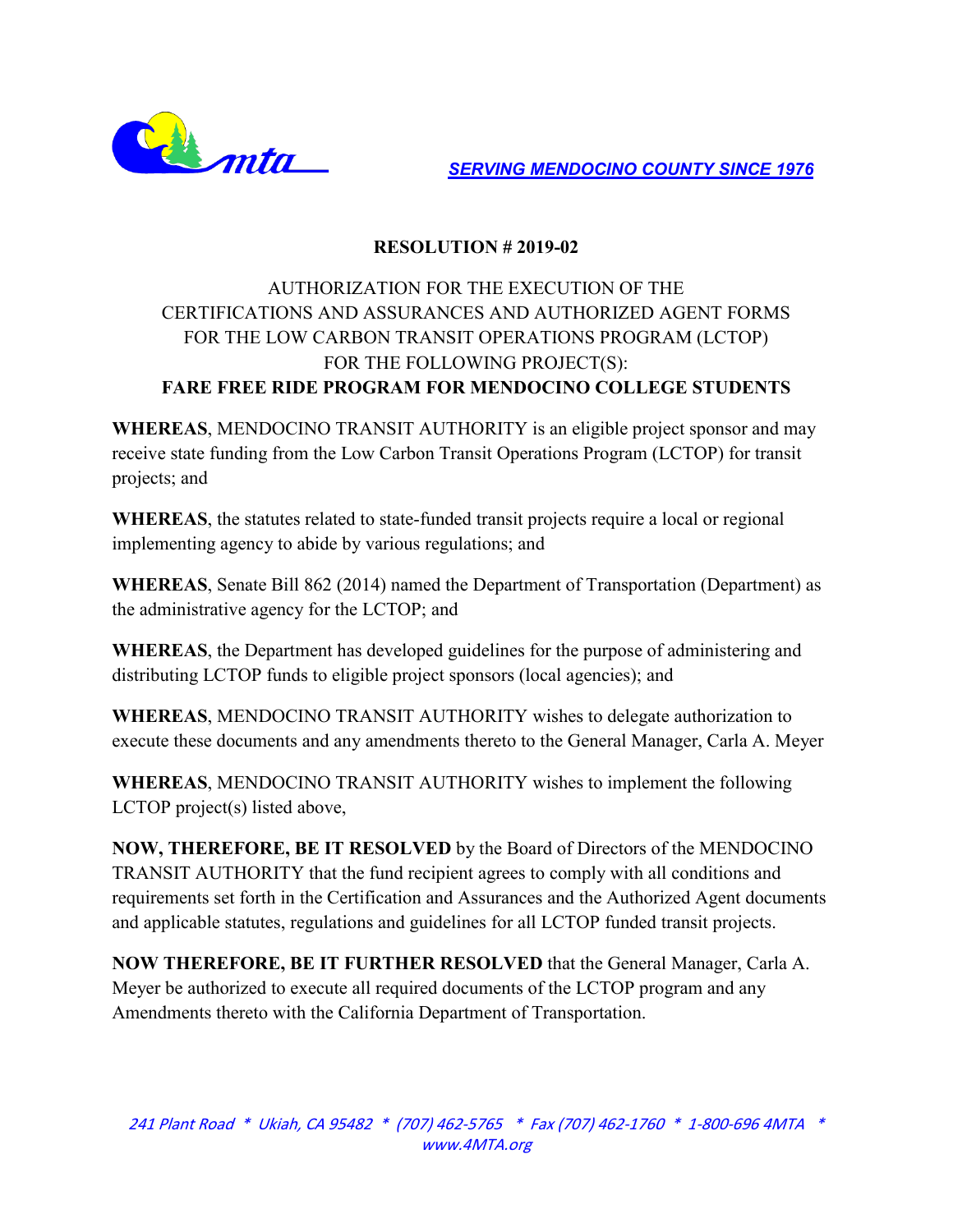SERVING MENDOCINO COUNTY SINCE 1976

**RESOLUTION # 2019-02**

AUTHORIZATION FOR THE EXECUTION OF THE
CERTIFICATIONS AND ASSURANCES AND AUTHORIZED AGENT FORMS
FOR THE LOW CARBON TRANSIT OPERATIONS PROGRAM (LCTOP)
FOR THE FOLLOWING PROJECT(S):
**FARE FREE RIDE PROGRAM FOR MENDOCINO COLLEGE STUDENTS**

**WHEREAS**, MENDOCINO TRANSIT AUTHORITY is an eligible project sponsor and may receive state funding from the Low Carbon Transit Operations Program (LCTOP) for transit projects; and

**WHEREAS**, the statutes related to state-funded transit projects require a local or regional implementing agency to abide by various regulations; and

**WHEREAS**, Senate Bill 862 (2014) named the Department of Transportation (Department) as the administrative agency for the LCTOP; and

**WHEREAS**, the Department has developed guidelines for the purpose of administering and distributing LCTOP funds to eligible project sponsors (local agencies); and

**WHEREAS**, MENDOCINO TRANSIT AUTHORITY wishes to delegate authorization to execute these documents and any amendments thereto to the General Manager, Carla A. Meyer

**WHEREAS**, MENDOCINO TRANSIT AUTHORITY wishes to implement the following LCTOP project(s) listed above,

**NOW, THEREFORE, BE IT RESOLVED** by the Board of Directors of the MENDOCINO TRANSIT AUTHORITY that the fund recipient agrees to comply with all conditions and requirements set forth in the Certification and Assurances and the Authorized Agent documents and applicable statutes, regulations and guidelines for all LCTOP funded transit projects.

**NOW THEREFORE, BE IT FURTHER RESOLVED** that the General Manager, Carla A. Meyer be authorized to execute all required documents of the LCTOP program and any Amendments thereto with the California Department of Transportation.

*241 Plant Road * Ukiah, CA 95482 * (707) 462-5765 * Fax (707) 462-1760 * 1-800-696 4MTA * www.4MTA.org*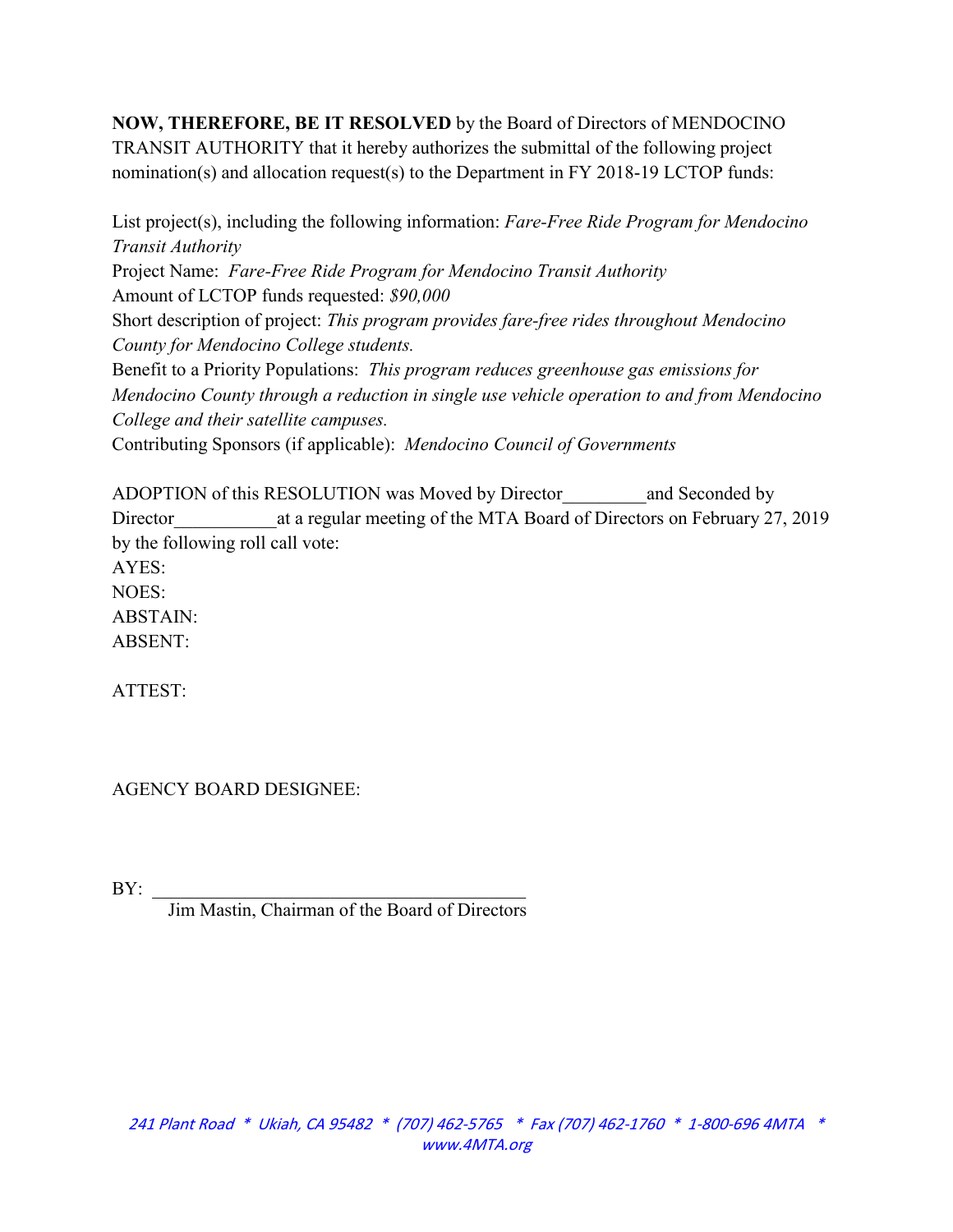**NOW, THEREFORE, BE IT RESOLVED** by the Board of Directors of MENDOCINO TRANSIT AUTHORITY that it hereby authorizes the submittal of the following project nomination(s) and allocation request(s) to the Department in FY 2018-19 LCTOP funds:

List project(s), including the following information: *Fare-Free Ride Program for Mendocino Transit Authority*
Project Name: *Fare-Free Ride Program for Mendocino Transit Authority*
Amount of LCTOP funds requested: *$90,000*
Short description of project: *This program provides fare-free rides throughout Mendocino County for Mendocino College students.*
Benefit to a Priority Populations: *This program reduces greenhouse gas emissions for Mendocino County through a reduction in single use vehicle operation to and from Mendocino College and their satellite campuses.*
Contributing Sponsors (if applicable): *Mendocino Council of Governments*

ADOPTION of this RESOLUTION was Moved by Director_________and Seconded by Director___________at a regular meeting of the MTA Board of Directors on February 27, 2019 by the following roll call vote:
AYES:
NOES:
ABSTAIN:
ABSENT:

ATTEST:

AGENCY BOARD DESIGNEE:

BY: ________________________________________
Jim Mastin, Chairman of the Board of Directors

241 Plant Road * Ukiah, CA 95482 * (707) 462-5765 * Fax (707) 462-1760 * 1-800-696 4MTA * www.4MTA.org